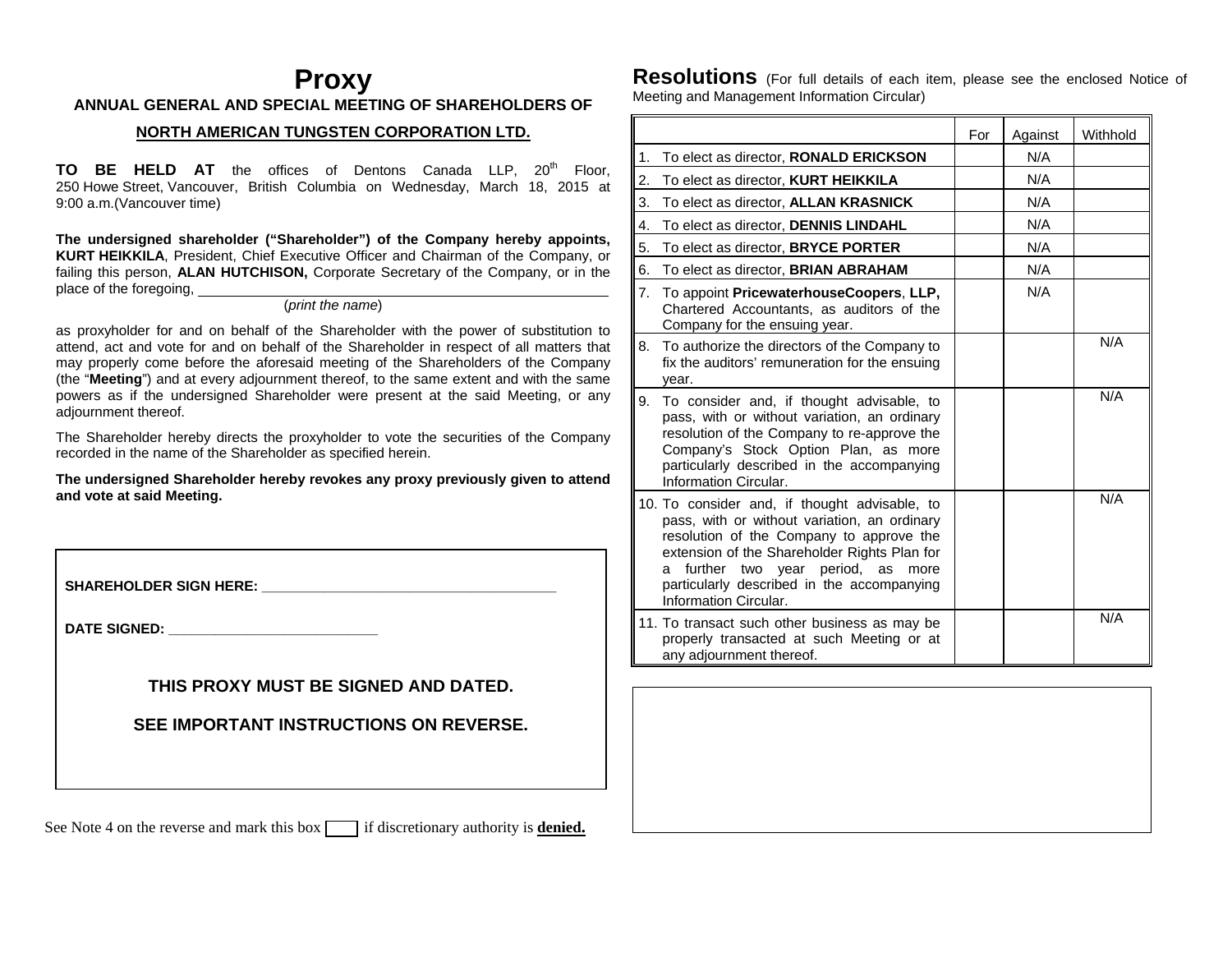# Proxy

**ANNUAL GENERAL AND SPECIAL MEETING OF SHAREHOLDERS OF**

**NORTH AMERICAN TUNGSTEN CORPORATION LTD.**

**TO BE HELD AT** the offices of Dentons Canada LLP, 20th Floor, 250 Howe Street, Vancouver, British Columbia on Wednesday, March 18, 2015 at 9:00 a.m.(Vancouver time)

**The undersigned shareholder ("Shareholder") of the Company hereby appoints, KURT HEIKKILA**, President, Chief Executive Officer and Chairman of the Company, or failing this person, **ALAN HUTCHISON,** Corporate Secretary of the Company, or in the place of the foregoing, ______________________________________________
(*print the name*)

as proxyholder for and on behalf of the Shareholder with the power of substitution to attend, act and vote for and on behalf of the Shareholder in respect of all matters that may properly come before the aforesaid meeting of the Shareholders of the Company (the "**Meeting**") and at every adjournment thereof, to the same extent and with the same powers as if the undersigned Shareholder were present at the said Meeting, or any adjournment thereof.

The Shareholder hereby directs the proxyholder to vote the securities of the Company recorded in the name of the Shareholder as specified herein.

**The undersigned Shareholder hereby revokes any proxy previously given to attend and vote at said Meeting.**

**SHAREHOLDER SIGN HERE:** ______________________________________

**DATE SIGNED:** ____________________________

**THIS PROXY MUST BE SIGNED AND DATED.**

**SEE IMPORTANT INSTRUCTIONS ON REVERSE.**

See Note 4 on the reverse and mark this box ☐ if discretionary authority is **denied.**

## Resolutions (For full details of each item, please see the enclosed Notice of Meeting and Management Information Circular)

| | For | Against | Withhold |
|---|---|---|---|
| 1. To elect as director, **RONALD ERICKSON** | | N/A | |
| 2. To elect as director, **KURT HEIKKILA** | | N/A | |
| 3. To elect as director, **ALLAN KRASNICK** | | N/A | |
| 4. To elect as director, **DENNIS LINDAHL** | | N/A | |
| 5. To elect as director, **BRYCE PORTER** | | N/A | |
| 6. To elect as director, **BRIAN ABRAHAM** | | N/A | |
| 7. To appoint **PricewaterhouseCoopers**, **LLP,** Chartered Accountants, as auditors of the Company for the ensuing year. | | N/A | |
| 8. To authorize the directors of the Company to fix the auditors' remuneration for the ensuing year. | | | N/A |
| 9. To consider and, if thought advisable, to pass, with or without variation, an ordinary resolution of the Company to re-approve the Company's Stock Option Plan, as more particularly described in the accompanying Information Circular. | | | N/A |
| 10. To consider and, if thought advisable, to pass, with or without variation, an ordinary resolution of the Company to approve the extension of the Shareholder Rights Plan for a further two year period, as more particularly described in the accompanying Information Circular. | | | N/A |
| 11. To transact such other business as may be properly transacted at such Meeting or at any adjournment thereof. | | | N/A |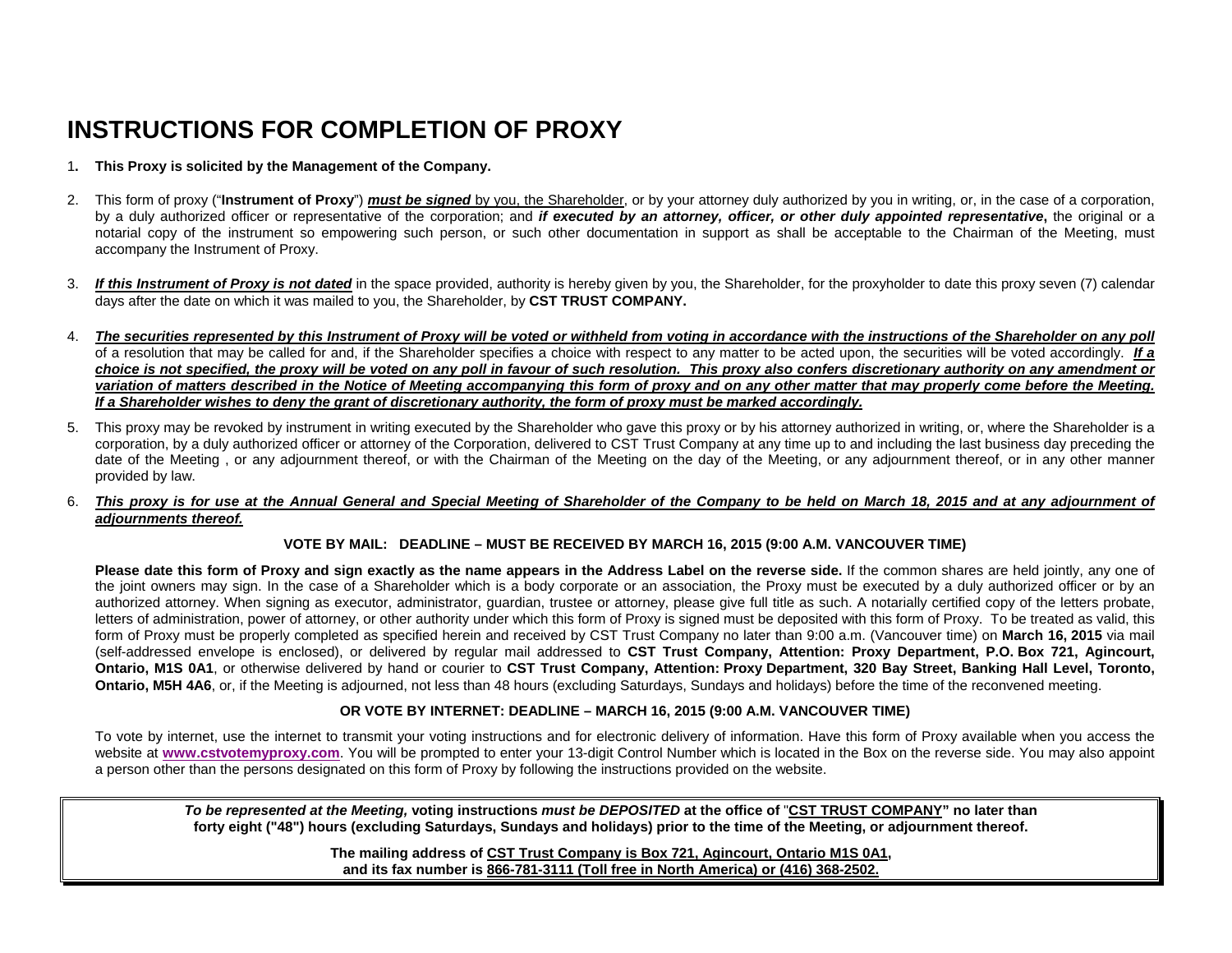# INSTRUCTIONS FOR COMPLETION OF PROXY

1. **This Proxy is solicited by the Management of the Company.**

2. This form of proxy ("**Instrument of Proxy**") ***must be signed*** by you, the Shareholder, or by your attorney duly authorized by you in writing, or, in the case of a corporation, by a duly authorized officer or representative of the corporation; and ***if executed by an attorney, officer, or other duly appointed representative***, the original or a notarial copy of the instrument so empowering such person, or such other documentation in support as shall be acceptable to the Chairman of the Meeting, must accompany the Instrument of Proxy.

3. ***If this Instrument of Proxy is not dated*** in the space provided, authority is hereby given by you, the Shareholder, for the proxyholder to date this proxy seven (7) calendar days after the date on which it was mailed to you, the Shareholder, by **CST TRUST COMPANY.**

4. ***The securities represented by this Instrument of Proxy will be voted or withheld from voting in accordance with the instructions of the Shareholder on any poll*** of a resolution that may be called for and, if the Shareholder specifies a choice with respect to any matter to be acted upon, the securities will be voted accordingly. ***If a choice is not specified, the proxy will be voted on any poll in favour of such resolution. This proxy also confers discretionary authority on any amendment or variation of matters described in the Notice of Meeting accompanying this form of proxy and on any other matter that may properly come before the Meeting. If a Shareholder wishes to deny the grant of discretionary authority, the form of proxy must be marked accordingly.***

5. This proxy may be revoked by instrument in writing executed by the Shareholder who gave this proxy or by his attorney authorized in writing, or, where the Shareholder is a corporation, by a duly authorized officer or attorney of the Corporation, delivered to CST Trust Company at any time up to and including the last business day preceding the date of the Meeting , or any adjournment thereof, or with the Chairman of the Meeting on the day of the Meeting, or any adjournment thereof, or in any other manner provided by law.

6. ***This proxy is for use at the Annual General and Special Meeting of Shareholder of the Company to be held on March 18, 2015 and at any adjournment of adjournments thereof.***

**VOTE BY MAIL: DEADLINE – MUST BE RECEIVED BY MARCH 16, 2015 (9:00 A.M. VANCOUVER TIME)**

**Please date this form of Proxy and sign exactly as the name appears in the Address Label on the reverse side.** If the common shares are held jointly, any one of the joint owners may sign. In the case of a Shareholder which is a body corporate or an association, the Proxy must be executed by a duly authorized officer or by an authorized attorney. When signing as executor, administrator, guardian, trustee or attorney, please give full title as such. A notarially certified copy of the letters probate, letters of administration, power of attorney, or other authority under which this form of Proxy is signed must be deposited with this form of Proxy. To be treated as valid, this form of Proxy must be properly completed as specified herein and received by CST Trust Company no later than 9:00 a.m. (Vancouver time) on **March 16, 2015** via mail (self-addressed envelope is enclosed), or delivered by regular mail addressed to **CST Trust Company, Attention: Proxy Department, P.O. Box 721, Agincourt, Ontario, M1S 0A1**, or otherwise delivered by hand or courier to **CST Trust Company, Attention: Proxy Department, 320 Bay Street, Banking Hall Level, Toronto, Ontario, M5H 4A6**, or, if the Meeting is adjourned, not less than 48 hours (excluding Saturdays, Sundays and holidays) before the time of the reconvened meeting.

**OR VOTE BY INTERNET: DEADLINE – MARCH 16, 2015 (9:00 A.M. VANCOUVER TIME)**

To vote by internet, use the internet to transmit your voting instructions and for electronic delivery of information. Have this form of Proxy available when you access the website at **www.cstvotemyproxy.com**. You will be prompted to enter your 13-digit Control Number which is located in the Box on the reverse side. You may also appoint a person other than the persons designated on this form of Proxy by following the instructions provided on the website.

***To be represented at the Meeting,*** **voting instructions *must be DEPOSITED* at the office of "CST TRUST COMPANY" no later than forty eight ("48") hours (excluding Saturdays, Sundays and holidays) prior to the time of the Meeting, or adjournment thereof.**

**The mailing address of CST Trust Company is Box 721, Agincourt, Ontario M1S 0A1, and its fax number is 866-781-3111 (Toll free in North America) or (416) 368-2502.**